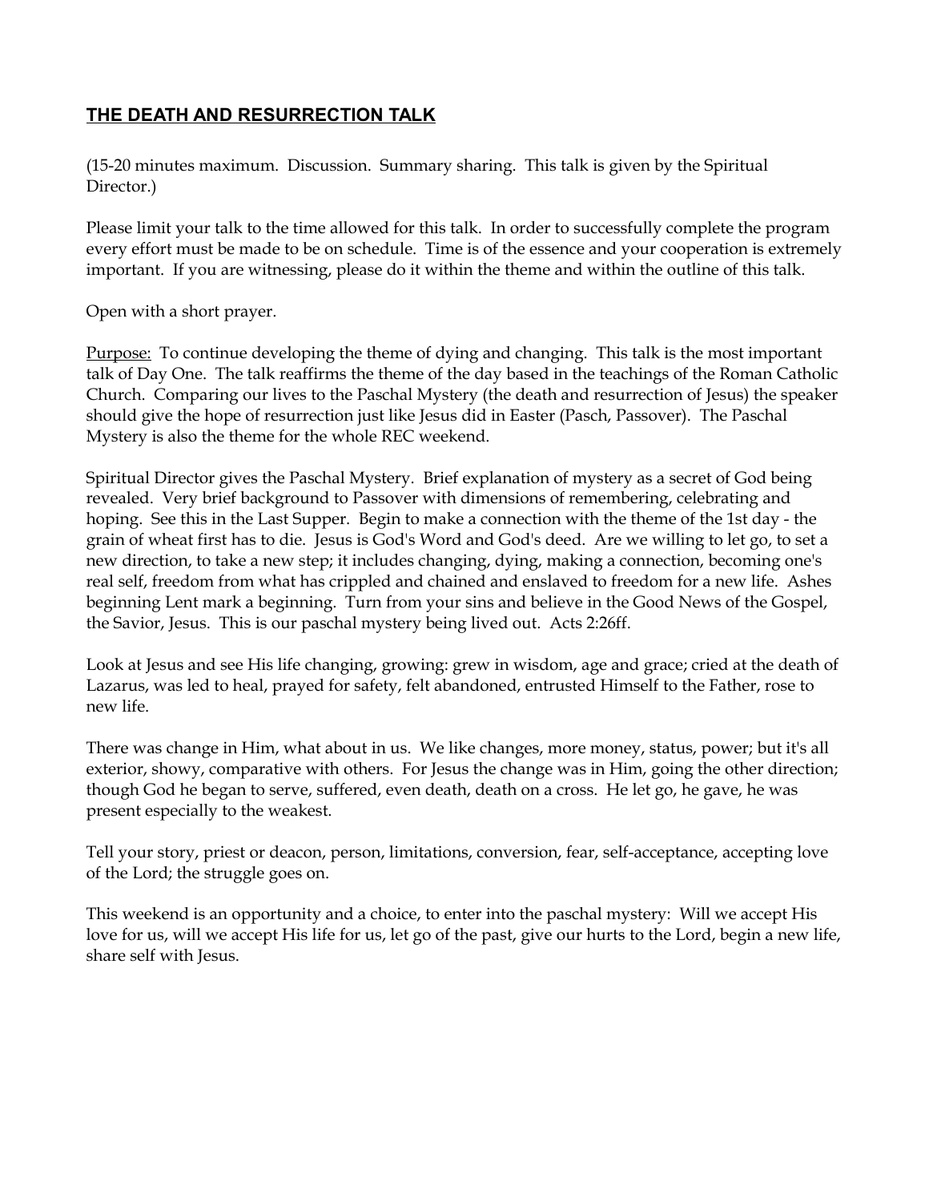## **THE DEATH AND RESURRECTION TALK**

(15-20 minutes maximum. Discussion. Summary sharing. This talk is given by the Spiritual Director.)

Please limit your talk to the time allowed for this talk. In order to successfully complete the program every effort must be made to be on schedule. Time is of the essence and your cooperation is extremely important. If you are witnessing, please do it within the theme and within the outline of this talk.

Open with a short prayer.

<u>Purpose:</u> To continue developing the theme of dying and changing. This talk is the most important talk of Day One. The talk reaffirms the theme of the day based in the teachings of the Roman Catholic Church. Comparing our lives to the Paschal Mystery (the death and resurrection of Jesus) the speaker should give the hope of resurrection just like Jesus did in Easter (Pasch, Passover). The Paschal Mystery is also the theme for the whole REC weekend.

Spiritual Director gives the Paschal Mystery. Brief explanation of mystery as a secret of God being revealed. Very brief background to Passover with dimensions of remembering, celebrating and hoping. See this in the Last Supper. Begin to make a connection with the theme of the 1st day - the grain of wheat first has to die. Jesus is God's Word and God's deed. Are we willing to let go, to set a new direction, to take a new step; it includes changing, dying, making a connection, becoming one's real self, freedom from what has crippled and chained and enslaved to freedom for a new life. Ashes beginning Lent mark a beginning. Turn from your sins and believe in the Good News of the Gospel, the Savior, Jesus. This is our paschal mystery being lived out. Acts 2:26ff.

Look at Jesus and see His life changing, growing: grew in wisdom, age and grace; cried at the death of Lazarus, was led to heal, prayed for safety, felt abandoned, entrusted Himself to the Father, rose to new life.

There was change in Him, what about in us. We like changes, more money, status, power; but it's all exterior, showy, comparative with others. For Jesus the change was in Him, going the other direction; though God he began to serve, suffered, even death, death on a cross. He let go, he gave, he was present especially to the weakest.

Tell your story, priest or deacon, person, limitations, conversion, fear, self-acceptance, accepting love of the Lord; the struggle goes on.

This weekend is an opportunity and a choice, to enter into the paschal mystery: Will we accept His love for us, will we accept His life for us, let go of the past, give our hurts to the Lord, begin a new life, share self with Jesus.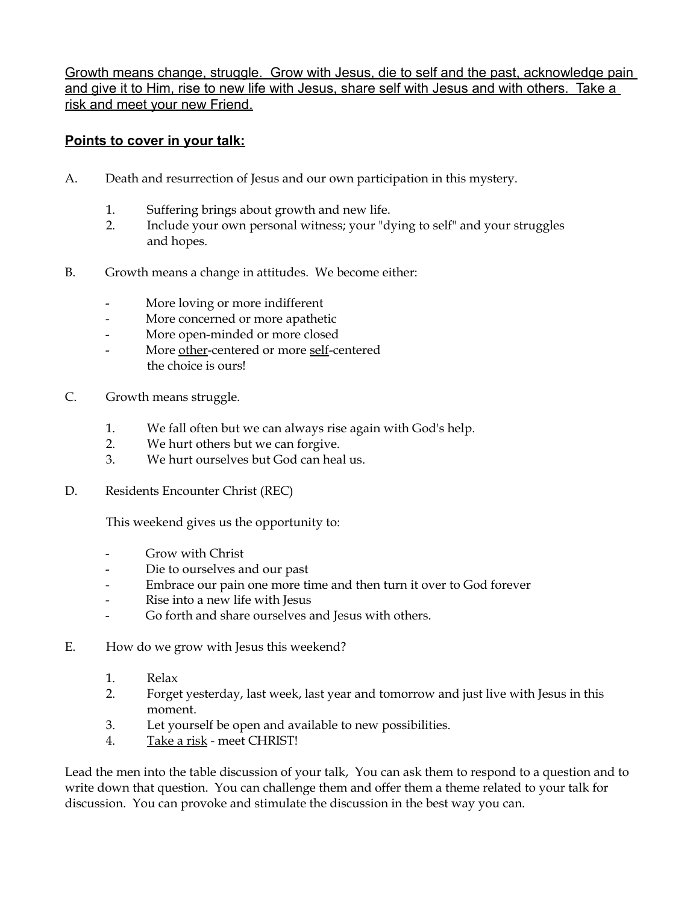<u>Growth means change, struggle. Grow with Jesus, die to self and the past, acknowledge pain and give it to Him, rise to new life with Jesus, share self with Jesus and with others. Take a risk and meet your new Friend.</u>

**<u>Points to cover in your talk:</u>**

A. Death and resurrection of Jesus and our own participation in this mystery.

   1. Suffering brings about growth and new life.
   2. Include your own personal witness; your "dying to self" and your struggles and hopes.

B. Growth means a change in attitudes. We become either:

   - More loving or more indifferent
   - More concerned or more apathetic
   - More open-minded or more closed
   - More <u>other</u>-centered or more <u>self</u>-centered
     the choice is ours!

C. Growth means struggle.

   1. We fall often but we can always rise again with God's help.
   2. We hurt others but we can forgive.
   3. We hurt ourselves but God can heal us.

D. Residents Encounter Christ (REC)

   This weekend gives us the opportunity to:

   - Grow with Christ
   - Die to ourselves and our past
   - Embrace our pain one more time and then turn it over to God forever
   - Rise into a new life with Jesus
   - Go forth and share ourselves and Jesus with others.

E. How do we grow with Jesus this weekend?

   1. Relax
   2. Forget yesterday, last week, last year and tomorrow and just live with Jesus in this moment.
   3. Let yourself be open and available to new possibilities.
   4. <u>Take a risk</u> - meet CHRIST!

Lead the men into the table discussion of your talk, You can ask them to respond to a question and to write down that question. You can challenge them and offer them a theme related to your talk for discussion. You can provoke and stimulate the discussion in the best way you can.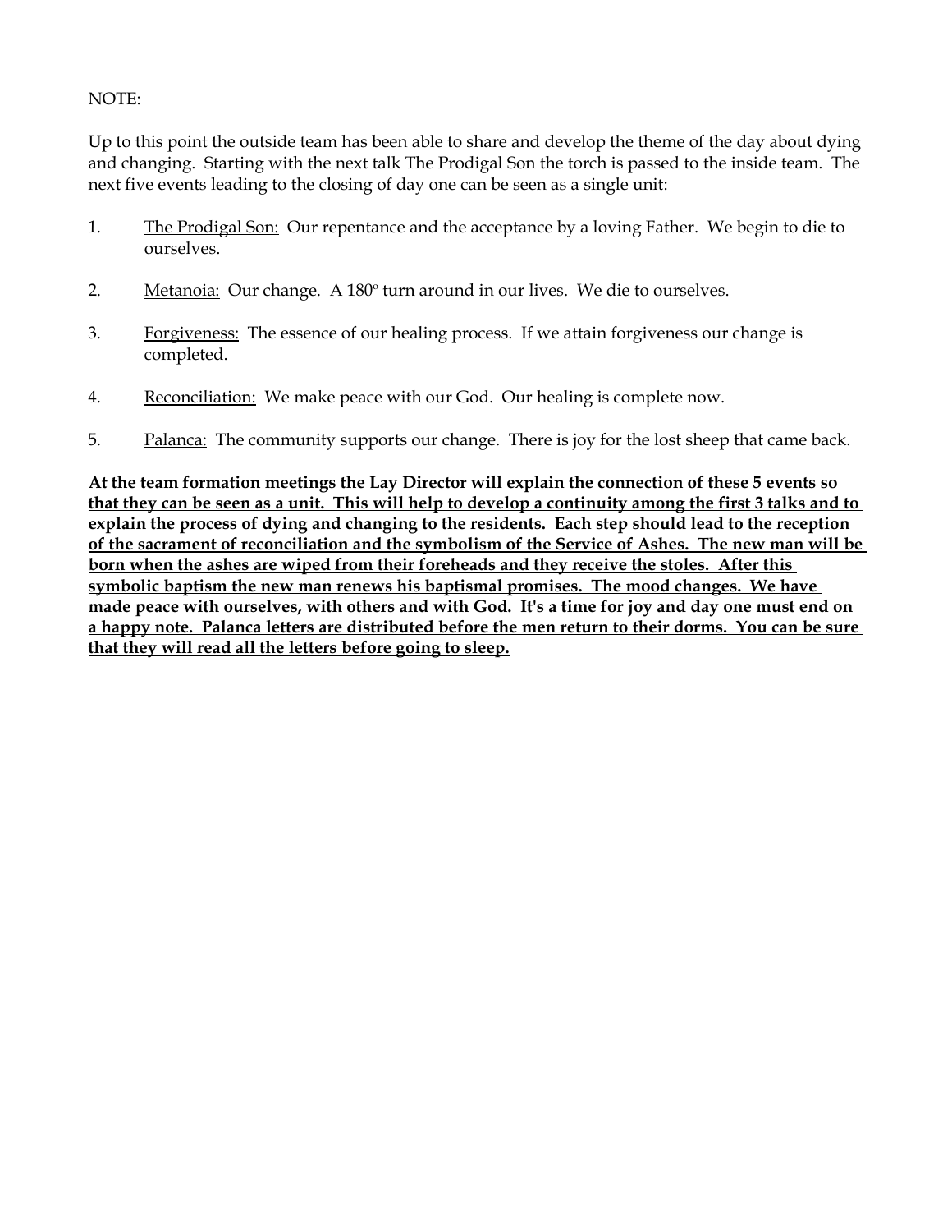NOTE:

Up to this point the outside team has been able to share and develop the theme of the day about dying and changing. Starting with the next talk The Prodigal Son the torch is passed to the inside team. The next five events leading to the closing of day one can be seen as a single unit:

1. The Prodigal Son: Our repentance and the acceptance by a loving Father. We begin to die to ourselves.

2. Metanoia: Our change. A 180º turn around in our lives. We die to ourselves.

3. Forgiveness: The essence of our healing process. If we attain forgiveness our change is completed.

4. Reconciliation: We make peace with our God. Our healing is complete now.

5. Palanca: The community supports our change. There is joy for the lost sheep that came back.

**At the team formation meetings the Lay Director will explain the connection of these 5 events so that they can be seen as a unit. This will help to develop a continuity among the first 3 talks and to explain the process of dying and changing to the residents. Each step should lead to the reception of the sacrament of reconciliation and the symbolism of the Service of Ashes. The new man will be born when the ashes are wiped from their foreheads and they receive the stoles. After this symbolic baptism the new man renews his baptismal promises. The mood changes. We have made peace with ourselves, with others and with God. It's a time for joy and day one must end on a happy note. Palanca letters are distributed before the men return to their dorms. You can be sure that they will read all the letters before going to sleep.**